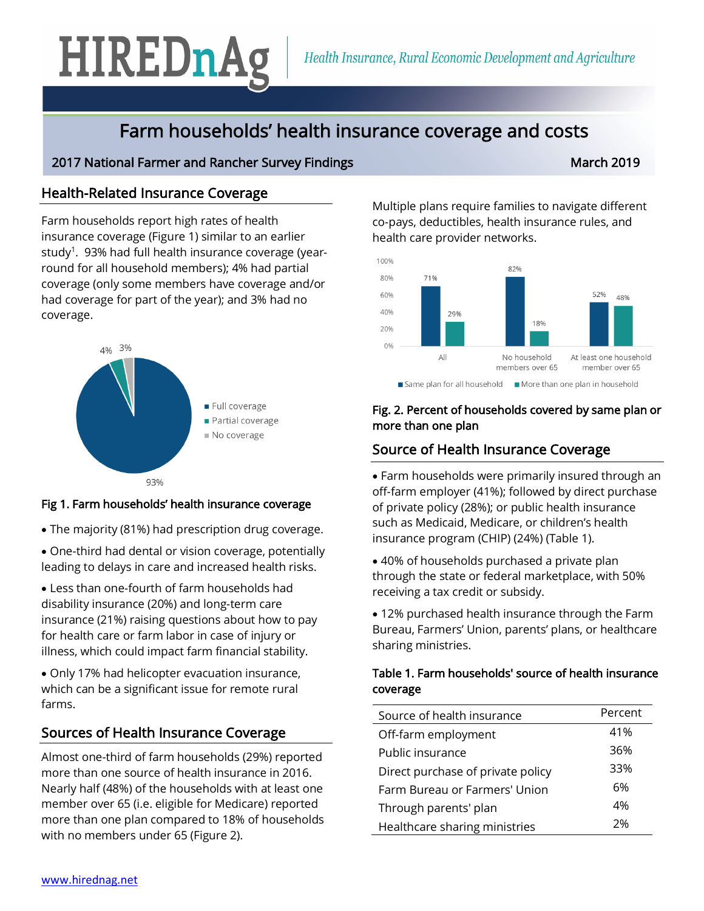# HIREDnAg

*Health Insurance, Rural Economic Development and Agriculture*

## Farm households' health insurance coverage and costs

**2017 National Farmer and Rancher Survey Findings** — **March 2019**

### Health-Related Insurance Coverage

Farm households report high rates of health insurance coverage (Figure 1) similar to an earlier study[1]. 93% had full health insurance coverage (year-round for all household members); 4% had partial coverage (only some members have coverage and/or had coverage for part of the year); and 3% had no coverage.

**Fig 1. Farm households' health insurance coverage**

- The majority (81%) had prescription drug coverage.
- One-third had dental or vision coverage, potentially leading to delays in care and increased health risks.
- Less than one-fourth of farm households had disability insurance (20%) and long-term care insurance (21%) raising questions about how to pay for health care or farm labor in case of injury or illness, which could impact farm financial stability.
- Only 17% had helicopter evacuation insurance, which can be a significant issue for remote rural farms.

### Sources of Health Insurance Coverage

Almost one-third of farm households (29%) reported more than one source of health insurance in 2016. Nearly half (48%) of the households with at least one member over 65 (i.e. eligible for Medicare) reported more than one plan compared to 18% of households with no members under 65 (Figure 2).

Multiple plans require families to navigate different co-pays, deductibles, health insurance rules, and health care provider networks.

**Fig. 2. Percent of households covered by same plan or more than one plan**

### Source of Health Insurance Coverage

- Farm households were primarily insured through an off-farm employer (41%); followed by direct purchase of private policy (28%); or public health insurance such as Medicaid, Medicare, or children's health insurance program (CHIP) (24%) (Table 1).
- 40% of households purchased a private plan through the state or federal marketplace, with 50% receiving a tax credit or subsidy.
- 12% purchased health insurance through the Farm Bureau, Farmers' Union, parents' plans, or healthcare sharing ministries.

**Table 1. Farm households' source of health insurance coverage**

| Source of health insurance | Percent |
|---|---|
| Off-farm employment | 41% |
| Public insurance | 36% |
| Direct purchase of private policy | 33% |
| Farm Bureau or Farmers' Union | 6% |
| Through parents' plan | 4% |
| Healthcare sharing ministries | 2% |

www.hirednag.net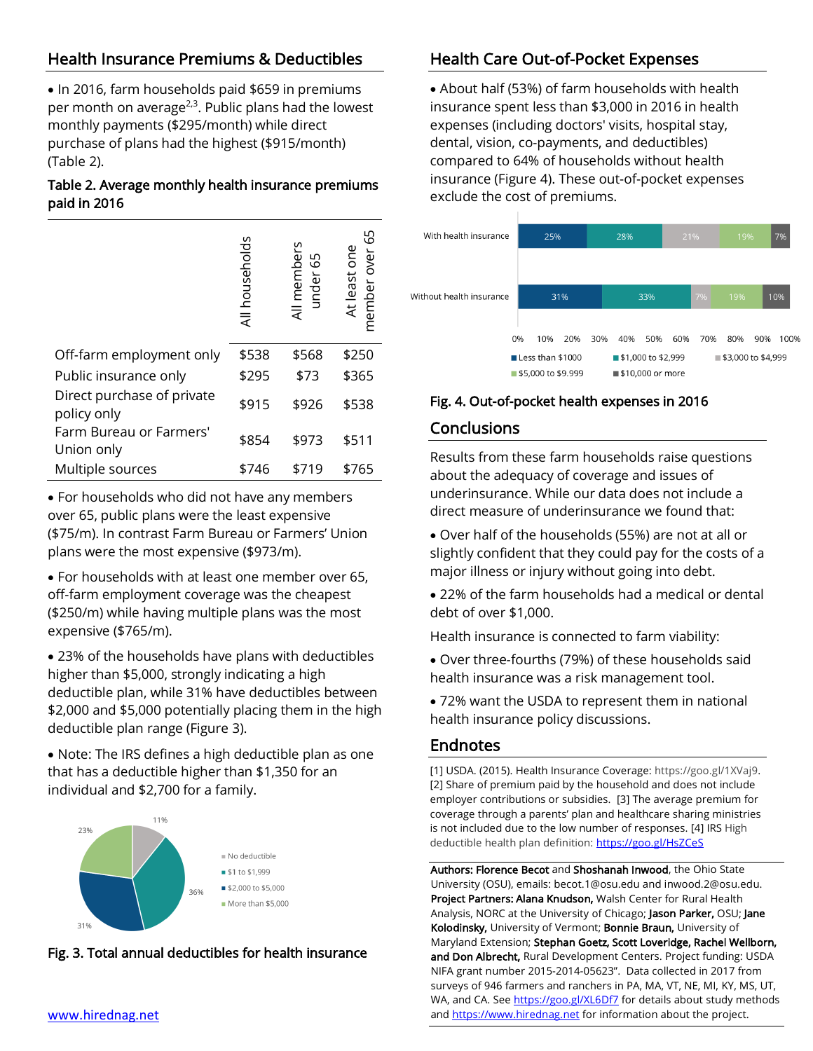## Health Insurance Premiums & Deductibles

- In 2016, farm households paid $659 in premiums per month on average[2,3]. Public plans had the lowest monthly payments ($295/month) while direct purchase of plans had the highest ($915/month) (Table 2).

**Table 2. Average monthly health insurance premiums paid in 2016**

| | All households | All members under 65 | At least one member over 65 |
|---|---|---|---|
| Off-farm employment only | $538 | $568 | $250 |
| Public insurance only | $295 | $73 | $365 |
| Direct purchase of private policy only | $915 | $926 | $538 |
| Farm Bureau or Farmers' Union only | $854 | $973 | $511 |
| Multiple sources | $746 | $719 | $765 |

- For households who did not have any members over 65, public plans were the least expensive ($75/m). In contrast Farm Bureau or Farmers' Union plans were the most expensive ($973/m).
- For households with at least one member over 65, off-farm employment coverage was the cheapest ($250/m) while having multiple plans was the most expensive ($765/m).
- 23% of the households have plans with deductibles higher than $5,000, strongly indicating a high deductible plan, while 31% have deductibles between $2,000 and $5,000 potentially placing them in the high deductible plan range (Figure 3).
- Note: The IRS defines a high deductible plan as one that has a deductible higher than $1,350 for an individual and $2,700 for a family.

11%
23%
36%
31%

No deductible
$1 to $1,999
$2,000 to $5,000
More than $5,000

**Fig. 3. Total annual deductibles for health insurance**

## Health Care Out-of-Pocket Expenses

- About half (53%) of farm households with health insurance spent less than $3,000 in 2016 in health expenses (including doctors' visits, hospital stay, dental, vision, co-payments, and deductibles) compared to 64% of households without health insurance (Figure 4). These out-of-pocket expenses exclude the cost of premiums.

With health insurance: 25% 28% 21% 19% 7%
Without health insurance: 31% 33% 7% 19% 10%

0% 10% 20% 30% 40% 50% 60% 70% 80% 90% 100%

Less than $1000
$1,000 to $2,999
$3,000 to $4,999
$5,000 to $9.999
$10,000 or more

**Fig. 4. Out-of-pocket health expenses in 2016**

## Conclusions

Results from these farm households raise questions about the adequacy of coverage and issues of underinsurance. While our data does not include a direct measure of underinsurance we found that:

- Over half of the households (55%) are not at all or slightly confident that they could pay for the costs of a major illness or injury without going into debt.
- 22% of the farm households had a medical or dental debt of over $1,000.

Health insurance is connected to farm viability:

- Over three-fourths (79%) of these households said health insurance was a risk management tool.
- 72% want the USDA to represent them in national health insurance policy discussions.

## Endnotes

[1] USDA. (2015). Health Insurance Coverage: https://goo.gl/1XVaj9. [2] Share of premium paid by the household and does not include employer contributions or subsidies. [3] The average premium for coverage through a parents' plan and healthcare sharing ministries is not included due to the low number of responses. [4] IRS High deductible health plan definition: https://goo.gl/HsZCeS

**Authors: Florence Becot** and **Shoshanah Inwood**, the Ohio State University (OSU), emails: becot.1@osu.edu and inwood.2@osu.edu. **Project Partners: Alana Knudson,** Walsh Center for Rural Health Analysis, NORC at the University of Chicago; **Jason Parker,** OSU; **Jane Kolodinsky,** University of Vermont; **Bonnie Braun,** University of Maryland Extension; **Stephan Goetz, Scott Loveridge, Rachel Wellborn, and Don Albrecht,** Rural Development Centers. Project funding: USDA NIFA grant number 2015-2014-05623". Data collected in 2017 from surveys of 946 farmers and ranchers in PA, MA, VT, NE, MI, KY, MS, UT, WA, and CA. See https://goo.gl/XL6Df7 for details about study methods and https://www.hirednag.net for information about the project.

www.hirednag.net